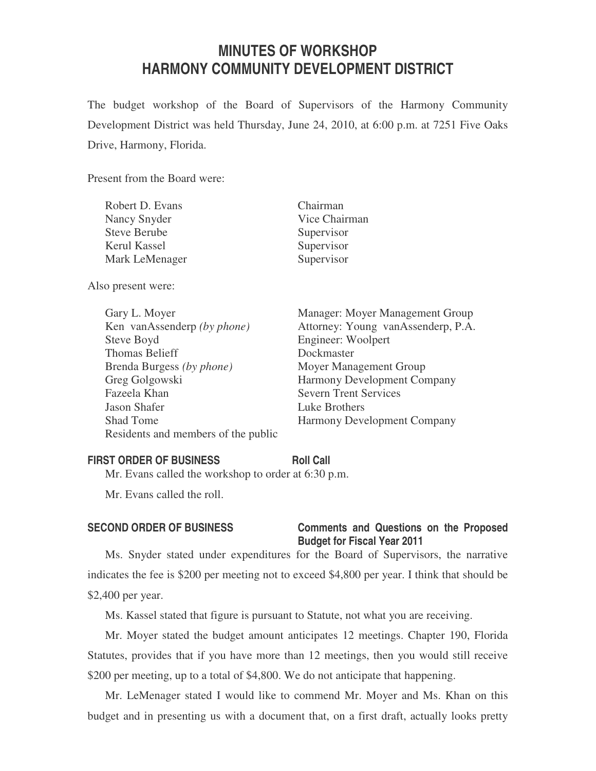# MINUTES OF WORKSHOP
# HARMONY COMMUNITY DEVELOPMENT DISTRICT

The budget workshop of the Board of Supervisors of the Harmony Community Development District was held Thursday, June 24, 2010, at 6:00 p.m. at 7251 Five Oaks Drive, Harmony, Florida.

Present from the Board were:

| | |
|---|---|
| Robert D. Evans | Chairman |
| Nancy Snyder | Vice Chairman |
| Steve Berube | Supervisor |
| Kerul Kassel | Supervisor |
| Mark LeMenager | Supervisor |

Also present were:

| | |
|---|---|
| Gary L. Moyer | Manager: Moyer Management Group |
| Ken vanAssenderp *(by phone)* | Attorney: Young vanAssenderp, P.A. |
| Steve Boyd | Engineer: Woolpert |
| Thomas Belieff | Dockmaster |
| Brenda Burgess *(by phone)* | Moyer Management Group |
| Greg Golgowski | Harmony Development Company |
| Fazeela Khan | Severn Trent Services |
| Jason Shafer | Luke Brothers |
| Shad Tome | Harmony Development Company |
| Residents and members of the public | |

**FIRST ORDER OF BUSINESS** **Roll Call**

Mr. Evans called the workshop to order at 6:30 p.m.

Mr. Evans called the roll.

**SECOND ORDER OF BUSINESS** **Comments and Questions on the Proposed Budget for Fiscal Year 2011**

Ms. Snyder stated under expenditures for the Board of Supervisors, the narrative indicates the fee is $200 per meeting not to exceed $4,800 per year. I think that should be $2,400 per year.

Ms. Kassel stated that figure is pursuant to Statute, not what you are receiving.

Mr. Moyer stated the budget amount anticipates 12 meetings. Chapter 190, Florida Statutes, provides that if you have more than 12 meetings, then you would still receive $200 per meeting, up to a total of $4,800. We do not anticipate that happening.

Mr. LeMenager stated I would like to commend Mr. Moyer and Ms. Khan on this budget and in presenting us with a document that, on a first draft, actually looks pretty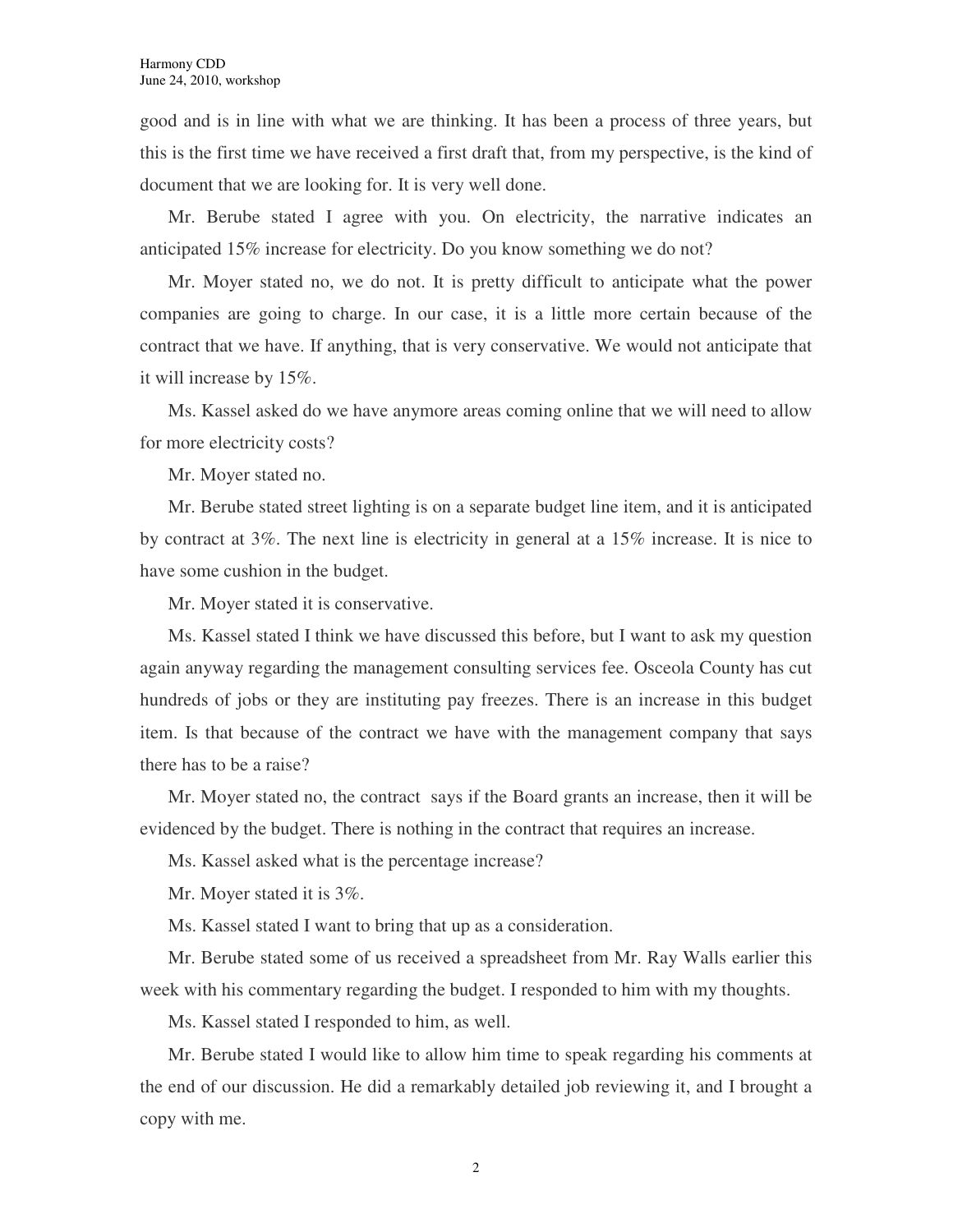good and is in line with what we are thinking. It has been a process of three years, but this is the first time we have received a first draft that, from my perspective, is the kind of document that we are looking for. It is very well done.

Mr. Berube stated I agree with you. On electricity, the narrative indicates an anticipated 15% increase for electricity. Do you know something we do not?

Mr. Moyer stated no, we do not. It is pretty difficult to anticipate what the power companies are going to charge. In our case, it is a little more certain because of the contract that we have. If anything, that is very conservative. We would not anticipate that it will increase by 15%.

Ms. Kassel asked do we have anymore areas coming online that we will need to allow for more electricity costs?

Mr. Moyer stated no.

Mr. Berube stated street lighting is on a separate budget line item, and it is anticipated by contract at 3%. The next line is electricity in general at a 15% increase. It is nice to have some cushion in the budget.

Mr. Moyer stated it is conservative.

Ms. Kassel stated I think we have discussed this before, but I want to ask my question again anyway regarding the management consulting services fee. Osceola County has cut hundreds of jobs or they are instituting pay freezes. There is an increase in this budget item. Is that because of the contract we have with the management company that says there has to be a raise?

Mr. Moyer stated no, the contract says if the Board grants an increase, then it will be evidenced by the budget. There is nothing in the contract that requires an increase.

Ms. Kassel asked what is the percentage increase?

Mr. Moyer stated it is 3%.

Ms. Kassel stated I want to bring that up as a consideration.

Mr. Berube stated some of us received a spreadsheet from Mr. Ray Walls earlier this week with his commentary regarding the budget. I responded to him with my thoughts.

Ms. Kassel stated I responded to him, as well.

Mr. Berube stated I would like to allow him time to speak regarding his comments at the end of our discussion. He did a remarkably detailed job reviewing it, and I brought a copy with me.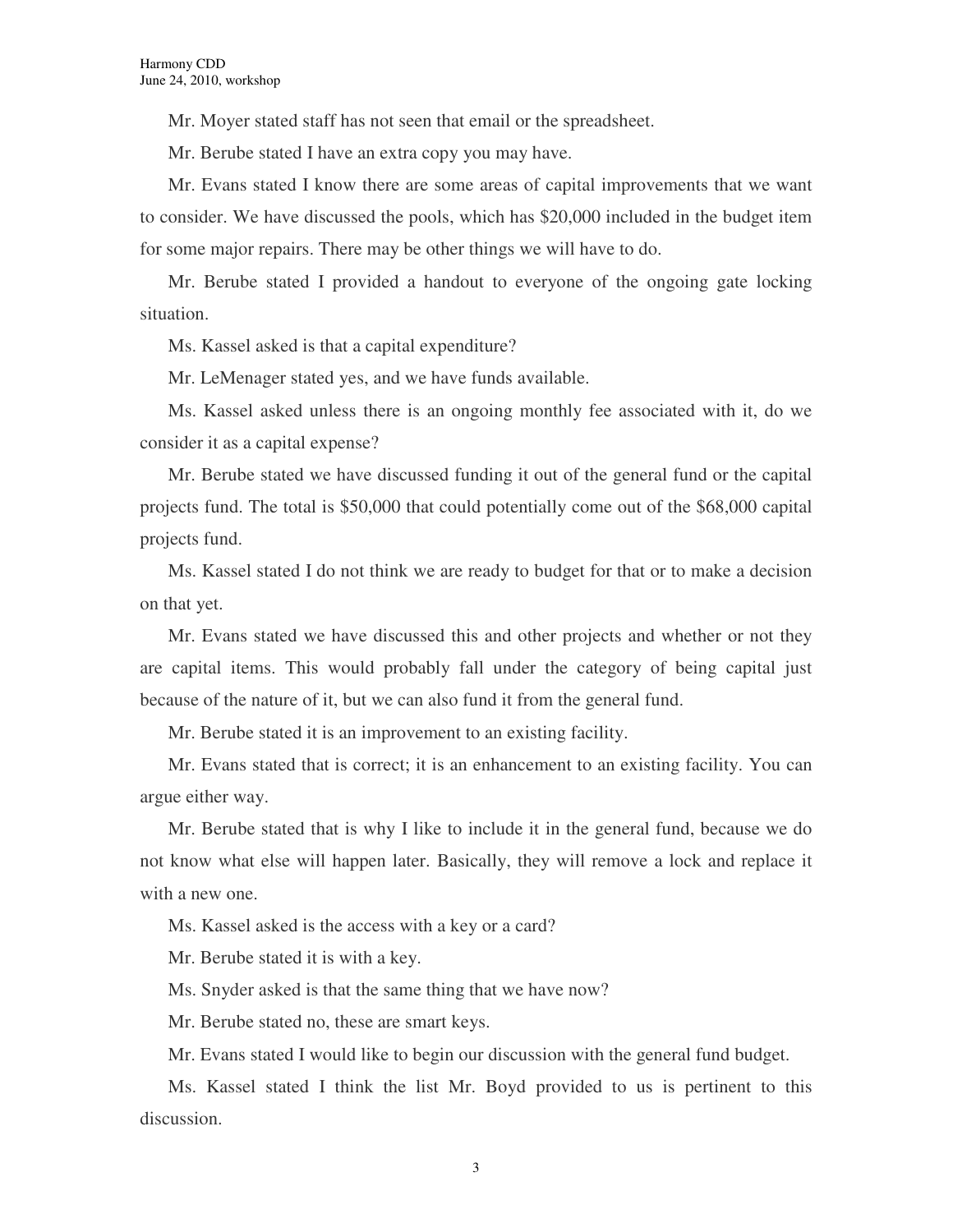Mr. Moyer stated staff has not seen that email or the spreadsheet.

Mr. Berube stated I have an extra copy you may have.

Mr. Evans stated I know there are some areas of capital improvements that we want to consider. We have discussed the pools, which has $20,000 included in the budget item for some major repairs. There may be other things we will have to do.

Mr. Berube stated I provided a handout to everyone of the ongoing gate locking situation.

Ms. Kassel asked is that a capital expenditure?

Mr. LeMenager stated yes, and we have funds available.

Ms. Kassel asked unless there is an ongoing monthly fee associated with it, do we consider it as a capital expense?

Mr. Berube stated we have discussed funding it out of the general fund or the capital projects fund. The total is $50,000 that could potentially come out of the $68,000 capital projects fund.

Ms. Kassel stated I do not think we are ready to budget for that or to make a decision on that yet.

Mr. Evans stated we have discussed this and other projects and whether or not they are capital items. This would probably fall under the category of being capital just because of the nature of it, but we can also fund it from the general fund.

Mr. Berube stated it is an improvement to an existing facility.

Mr. Evans stated that is correct; it is an enhancement to an existing facility. You can argue either way.

Mr. Berube stated that is why I like to include it in the general fund, because we do not know what else will happen later. Basically, they will remove a lock and replace it with a new one.

Ms. Kassel asked is the access with a key or a card?

Mr. Berube stated it is with a key.

Ms. Snyder asked is that the same thing that we have now?

Mr. Berube stated no, these are smart keys.

Mr. Evans stated I would like to begin our discussion with the general fund budget.

Ms. Kassel stated I think the list Mr. Boyd provided to us is pertinent to this discussion.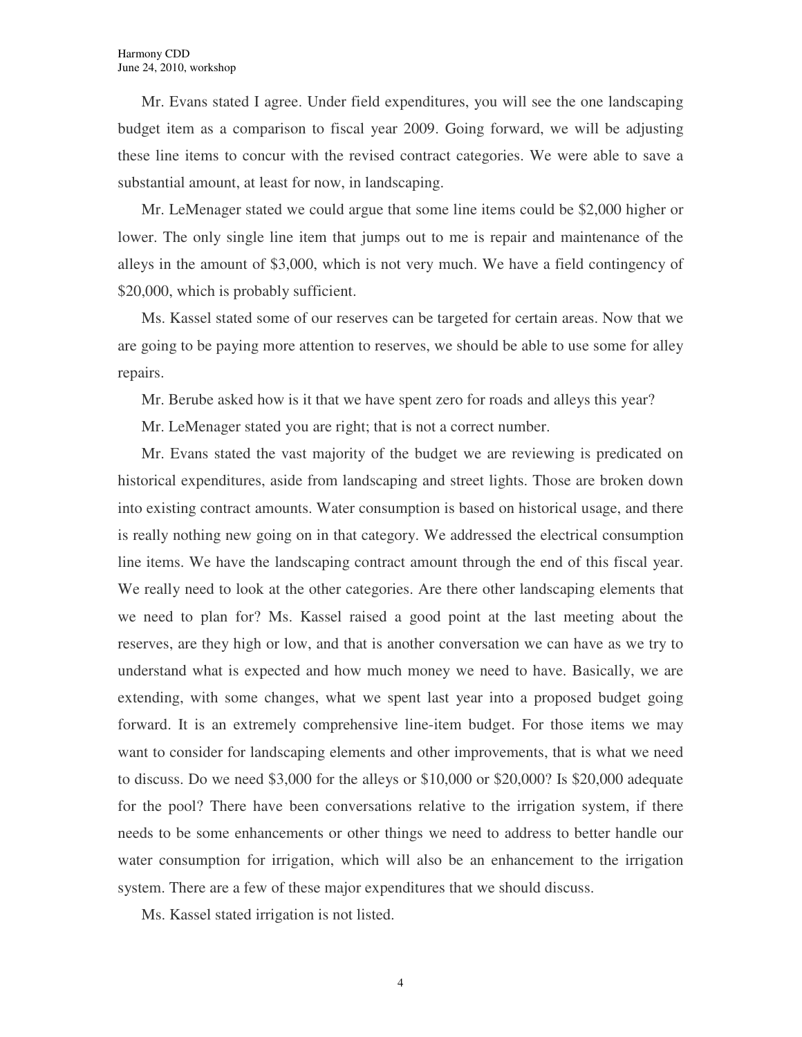Mr. Evans stated I agree. Under field expenditures, you will see the one landscaping budget item as a comparison to fiscal year 2009. Going forward, we will be adjusting these line items to concur with the revised contract categories. We were able to save a substantial amount, at least for now, in landscaping.

Mr. LeMenager stated we could argue that some line items could be $2,000 higher or lower. The only single line item that jumps out to me is repair and maintenance of the alleys in the amount of $3,000, which is not very much. We have a field contingency of $20,000, which is probably sufficient.

Ms. Kassel stated some of our reserves can be targeted for certain areas. Now that we are going to be paying more attention to reserves, we should be able to use some for alley repairs.

Mr. Berube asked how is it that we have spent zero for roads and alleys this year?

Mr. LeMenager stated you are right; that is not a correct number.

Mr. Evans stated the vast majority of the budget we are reviewing is predicated on historical expenditures, aside from landscaping and street lights. Those are broken down into existing contract amounts. Water consumption is based on historical usage, and there is really nothing new going on in that category. We addressed the electrical consumption line items. We have the landscaping contract amount through the end of this fiscal year. We really need to look at the other categories. Are there other landscaping elements that we need to plan for? Ms. Kassel raised a good point at the last meeting about the reserves, are they high or low, and that is another conversation we can have as we try to understand what is expected and how much money we need to have. Basically, we are extending, with some changes, what we spent last year into a proposed budget going forward. It is an extremely comprehensive line-item budget. For those items we may want to consider for landscaping elements and other improvements, that is what we need to discuss. Do we need $3,000 for the alleys or $10,000 or $20,000? Is $20,000 adequate for the pool? There have been conversations relative to the irrigation system, if there needs to be some enhancements or other things we need to address to better handle our water consumption for irrigation, which will also be an enhancement to the irrigation system. There are a few of these major expenditures that we should discuss.

Ms. Kassel stated irrigation is not listed.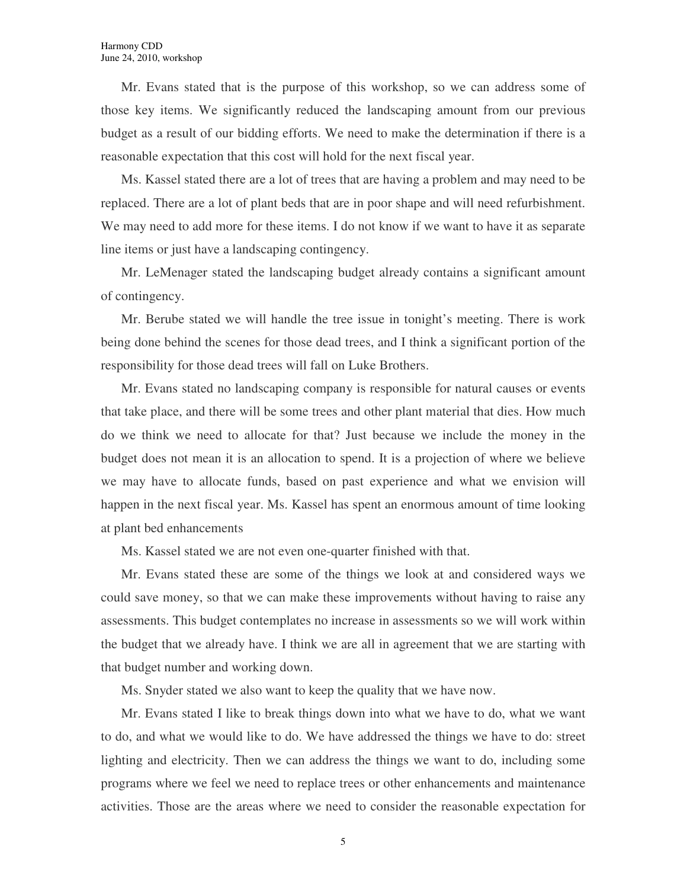Mr. Evans stated that is the purpose of this workshop, so we can address some of those key items. We significantly reduced the landscaping amount from our previous budget as a result of our bidding efforts. We need to make the determination if there is a reasonable expectation that this cost will hold for the next fiscal year.

Ms. Kassel stated there are a lot of trees that are having a problem and may need to be replaced. There are a lot of plant beds that are in poor shape and will need refurbishment. We may need to add more for these items. I do not know if we want to have it as separate line items or just have a landscaping contingency.

Mr. LeMenager stated the landscaping budget already contains a significant amount of contingency.

Mr. Berube stated we will handle the tree issue in tonight's meeting. There is work being done behind the scenes for those dead trees, and I think a significant portion of the responsibility for those dead trees will fall on Luke Brothers.

Mr. Evans stated no landscaping company is responsible for natural causes or events that take place, and there will be some trees and other plant material that dies. How much do we think we need to allocate for that? Just because we include the money in the budget does not mean it is an allocation to spend. It is a projection of where we believe we may have to allocate funds, based on past experience and what we envision will happen in the next fiscal year. Ms. Kassel has spent an enormous amount of time looking at plant bed enhancements

Ms. Kassel stated we are not even one-quarter finished with that.

Mr. Evans stated these are some of the things we look at and considered ways we could save money, so that we can make these improvements without having to raise any assessments. This budget contemplates no increase in assessments so we will work within the budget that we already have. I think we are all in agreement that we are starting with that budget number and working down.

Ms. Snyder stated we also want to keep the quality that we have now.

Mr. Evans stated I like to break things down into what we have to do, what we want to do, and what we would like to do. We have addressed the things we have to do: street lighting and electricity. Then we can address the things we want to do, including some programs where we feel we need to replace trees or other enhancements and maintenance activities. Those are the areas where we need to consider the reasonable expectation for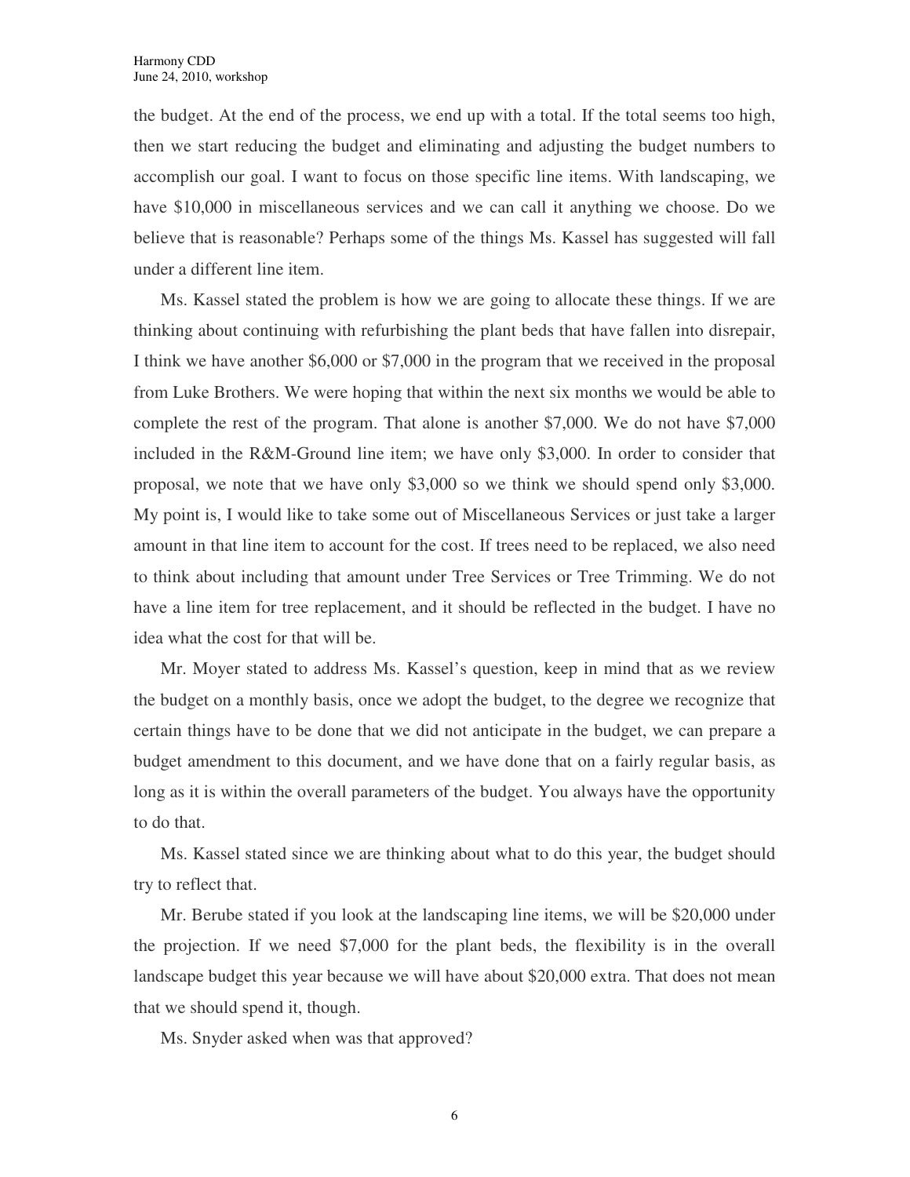the budget. At the end of the process, we end up with a total. If the total seems too high, then we start reducing the budget and eliminating and adjusting the budget numbers to accomplish our goal. I want to focus on those specific line items. With landscaping, we have $10,000 in miscellaneous services and we can call it anything we choose. Do we believe that is reasonable? Perhaps some of the things Ms. Kassel has suggested will fall under a different line item.

Ms. Kassel stated the problem is how we are going to allocate these things. If we are thinking about continuing with refurbishing the plant beds that have fallen into disrepair, I think we have another $6,000 or $7,000 in the program that we received in the proposal from Luke Brothers. We were hoping that within the next six months we would be able to complete the rest of the program. That alone is another $7,000. We do not have $7,000 included in the R&M-Ground line item; we have only $3,000. In order to consider that proposal, we note that we have only $3,000 so we think we should spend only $3,000. My point is, I would like to take some out of Miscellaneous Services or just take a larger amount in that line item to account for the cost. If trees need to be replaced, we also need to think about including that amount under Tree Services or Tree Trimming. We do not have a line item for tree replacement, and it should be reflected in the budget. I have no idea what the cost for that will be.

Mr. Moyer stated to address Ms. Kassel's question, keep in mind that as we review the budget on a monthly basis, once we adopt the budget, to the degree we recognize that certain things have to be done that we did not anticipate in the budget, we can prepare a budget amendment to this document, and we have done that on a fairly regular basis, as long as it is within the overall parameters of the budget. You always have the opportunity to do that.

Ms. Kassel stated since we are thinking about what to do this year, the budget should try to reflect that.

Mr. Berube stated if you look at the landscaping line items, we will be $20,000 under the projection. If we need $7,000 for the plant beds, the flexibility is in the overall landscape budget this year because we will have about $20,000 extra. That does not mean that we should spend it, though.

Ms. Snyder asked when was that approved?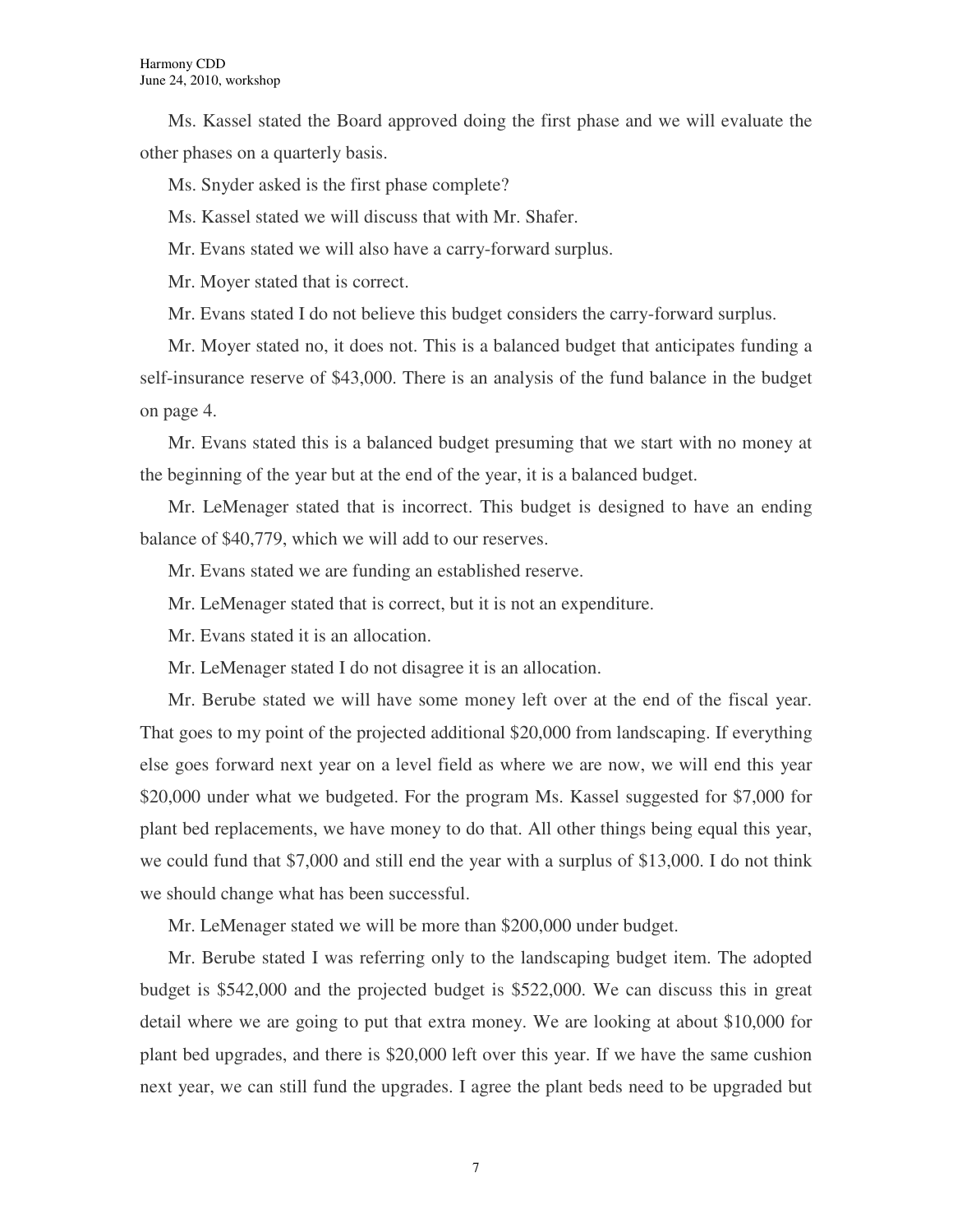Ms. Kassel stated the Board approved doing the first phase and we will evaluate the other phases on a quarterly basis.

Ms. Snyder asked is the first phase complete?

Ms. Kassel stated we will discuss that with Mr. Shafer.

Mr. Evans stated we will also have a carry-forward surplus.

Mr. Moyer stated that is correct.

Mr. Evans stated I do not believe this budget considers the carry-forward surplus.

Mr. Moyer stated no, it does not. This is a balanced budget that anticipates funding a self-insurance reserve of $43,000. There is an analysis of the fund balance in the budget on page 4.

Mr. Evans stated this is a balanced budget presuming that we start with no money at the beginning of the year but at the end of the year, it is a balanced budget.

Mr. LeMenager stated that is incorrect. This budget is designed to have an ending balance of $40,779, which we will add to our reserves.

Mr. Evans stated we are funding an established reserve.

Mr. LeMenager stated that is correct, but it is not an expenditure.

Mr. Evans stated it is an allocation.

Mr. LeMenager stated I do not disagree it is an allocation.

Mr. Berube stated we will have some money left over at the end of the fiscal year. That goes to my point of the projected additional $20,000 from landscaping. If everything else goes forward next year on a level field as where we are now, we will end this year $20,000 under what we budgeted. For the program Ms. Kassel suggested for $7,000 for plant bed replacements, we have money to do that. All other things being equal this year, we could fund that $7,000 and still end the year with a surplus of $13,000. I do not think we should change what has been successful.

Mr. LeMenager stated we will be more than $200,000 under budget.

Mr. Berube stated I was referring only to the landscaping budget item. The adopted budget is $542,000 and the projected budget is $522,000. We can discuss this in great detail where we are going to put that extra money. We are looking at about $10,000 for plant bed upgrades, and there is $20,000 left over this year. If we have the same cushion next year, we can still fund the upgrades. I agree the plant beds need to be upgraded but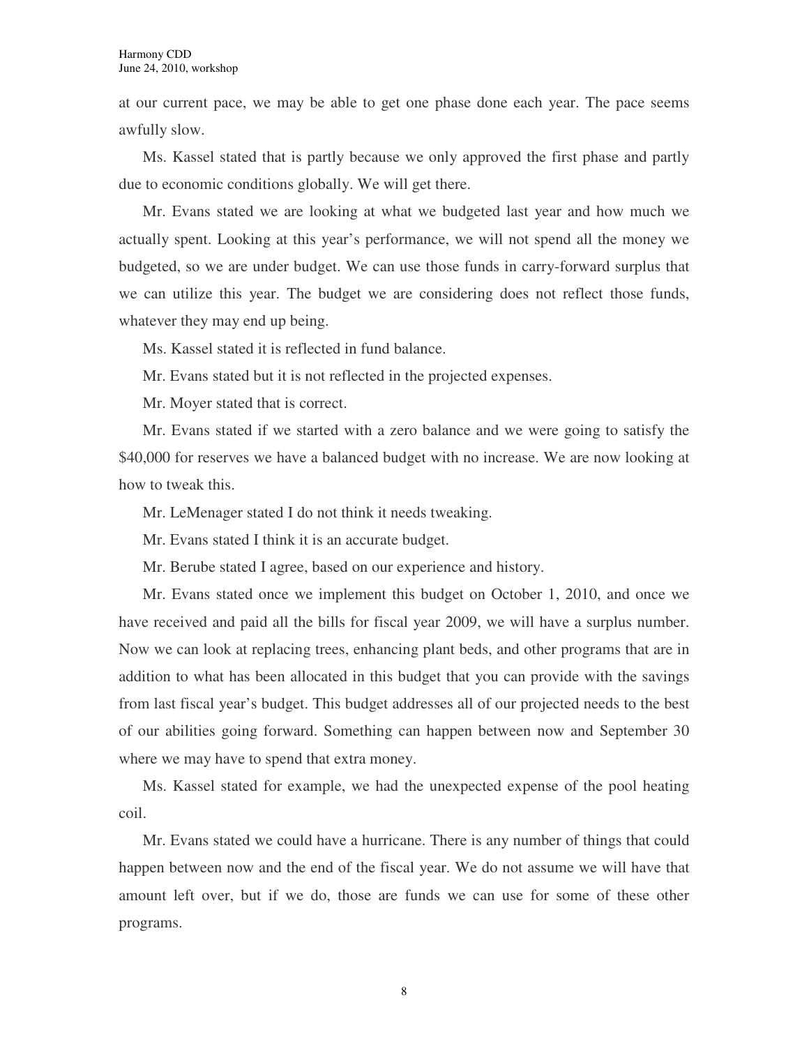at our current pace, we may be able to get one phase done each year. The pace seems awfully slow.

Ms. Kassel stated that is partly because we only approved the first phase and partly due to economic conditions globally. We will get there.

Mr. Evans stated we are looking at what we budgeted last year and how much we actually spent. Looking at this year's performance, we will not spend all the money we budgeted, so we are under budget. We can use those funds in carry-forward surplus that we can utilize this year. The budget we are considering does not reflect those funds, whatever they may end up being.

Ms. Kassel stated it is reflected in fund balance.

Mr. Evans stated but it is not reflected in the projected expenses.

Mr. Moyer stated that is correct.

Mr. Evans stated if we started with a zero balance and we were going to satisfy the $40,000 for reserves we have a balanced budget with no increase. We are now looking at how to tweak this.

Mr. LeMenager stated I do not think it needs tweaking.

Mr. Evans stated I think it is an accurate budget.

Mr. Berube stated I agree, based on our experience and history.

Mr. Evans stated once we implement this budget on October 1, 2010, and once we have received and paid all the bills for fiscal year 2009, we will have a surplus number. Now we can look at replacing trees, enhancing plant beds, and other programs that are in addition to what has been allocated in this budget that you can provide with the savings from last fiscal year's budget. This budget addresses all of our projected needs to the best of our abilities going forward. Something can happen between now and September 30 where we may have to spend that extra money.

Ms. Kassel stated for example, we had the unexpected expense of the pool heating coil.

Mr. Evans stated we could have a hurricane. There is any number of things that could happen between now and the end of the fiscal year. We do not assume we will have that amount left over, but if we do, those are funds we can use for some of these other programs.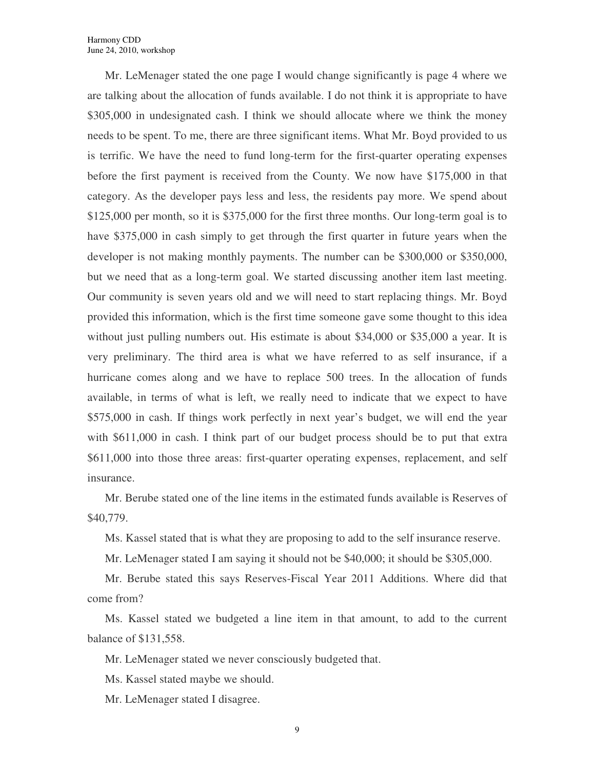Mr. LeMenager stated the one page I would change significantly is page 4 where we are talking about the allocation of funds available. I do not think it is appropriate to have $305,000 in undesignated cash. I think we should allocate where we think the money needs to be spent. To me, there are three significant items. What Mr. Boyd provided to us is terrific. We have the need to fund long-term for the first-quarter operating expenses before the first payment is received from the County. We now have $175,000 in that category. As the developer pays less and less, the residents pay more. We spend about $125,000 per month, so it is $375,000 for the first three months. Our long-term goal is to have $375,000 in cash simply to get through the first quarter in future years when the developer is not making monthly payments. The number can be $300,000 or $350,000, but we need that as a long-term goal. We started discussing another item last meeting. Our community is seven years old and we will need to start replacing things. Mr. Boyd provided this information, which is the first time someone gave some thought to this idea without just pulling numbers out. His estimate is about $34,000 or $35,000 a year. It is very preliminary. The third area is what we have referred to as self insurance, if a hurricane comes along and we have to replace 500 trees. In the allocation of funds available, in terms of what is left, we really need to indicate that we expect to have $575,000 in cash. If things work perfectly in next year's budget, we will end the year with $611,000 in cash. I think part of our budget process should be to put that extra $611,000 into those three areas: first-quarter operating expenses, replacement, and self insurance.

Mr. Berube stated one of the line items in the estimated funds available is Reserves of $40,779.

Ms. Kassel stated that is what they are proposing to add to the self insurance reserve.

Mr. LeMenager stated I am saying it should not be $40,000; it should be $305,000.

Mr. Berube stated this says Reserves-Fiscal Year 2011 Additions. Where did that come from?

Ms. Kassel stated we budgeted a line item in that amount, to add to the current balance of $131,558.

Mr. LeMenager stated we never consciously budgeted that.

Ms. Kassel stated maybe we should.

Mr. LeMenager stated I disagree.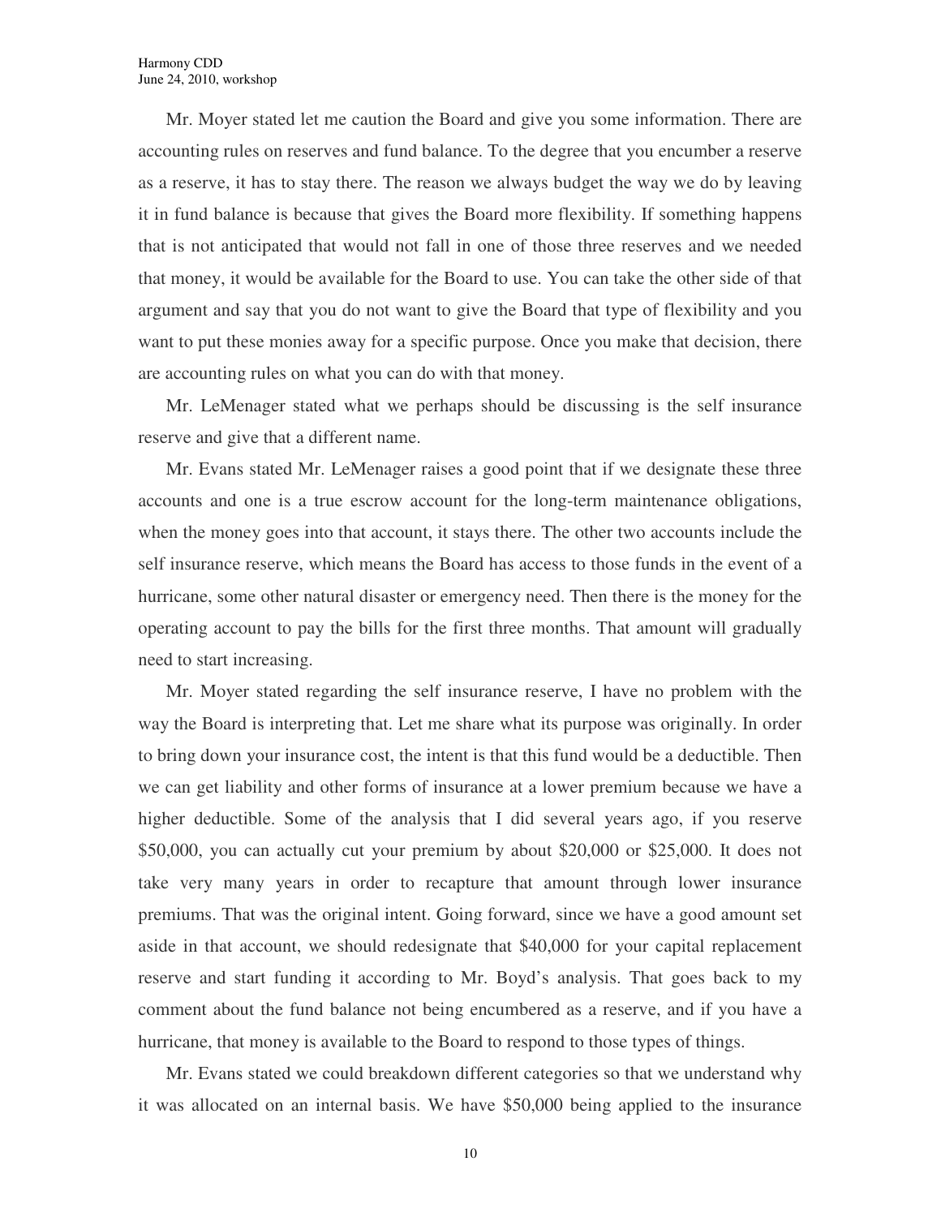Mr. Moyer stated let me caution the Board and give you some information. There are accounting rules on reserves and fund balance. To the degree that you encumber a reserve as a reserve, it has to stay there. The reason we always budget the way we do by leaving it in fund balance is because that gives the Board more flexibility. If something happens that is not anticipated that would not fall in one of those three reserves and we needed that money, it would be available for the Board to use. You can take the other side of that argument and say that you do not want to give the Board that type of flexibility and you want to put these monies away for a specific purpose. Once you make that decision, there are accounting rules on what you can do with that money.

Mr. LeMenager stated what we perhaps should be discussing is the self insurance reserve and give that a different name.

Mr. Evans stated Mr. LeMenager raises a good point that if we designate these three accounts and one is a true escrow account for the long-term maintenance obligations, when the money goes into that account, it stays there. The other two accounts include the self insurance reserve, which means the Board has access to those funds in the event of a hurricane, some other natural disaster or emergency need. Then there is the money for the operating account to pay the bills for the first three months. That amount will gradually need to start increasing.

Mr. Moyer stated regarding the self insurance reserve, I have no problem with the way the Board is interpreting that. Let me share what its purpose was originally. In order to bring down your insurance cost, the intent is that this fund would be a deductible. Then we can get liability and other forms of insurance at a lower premium because we have a higher deductible. Some of the analysis that I did several years ago, if you reserve $50,000, you can actually cut your premium by about $20,000 or $25,000. It does not take very many years in order to recapture that amount through lower insurance premiums. That was the original intent. Going forward, since we have a good amount set aside in that account, we should redesignate that $40,000 for your capital replacement reserve and start funding it according to Mr. Boyd's analysis. That goes back to my comment about the fund balance not being encumbered as a reserve, and if you have a hurricane, that money is available to the Board to respond to those types of things.

Mr. Evans stated we could breakdown different categories so that we understand why it was allocated on an internal basis. We have $50,000 being applied to the insurance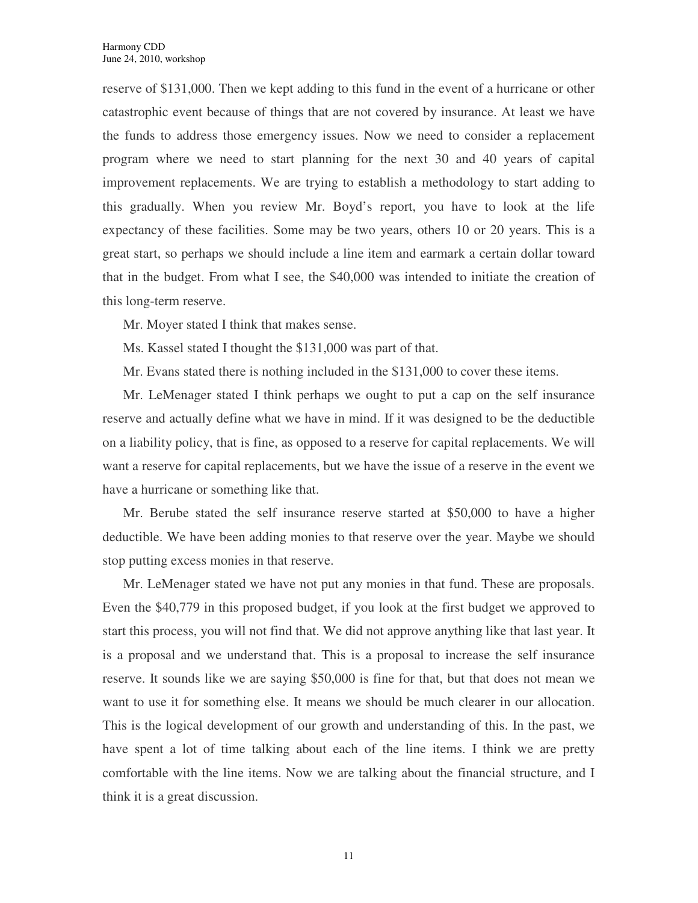reserve of $131,000. Then we kept adding to this fund in the event of a hurricane or other catastrophic event because of things that are not covered by insurance. At least we have the funds to address those emergency issues. Now we need to consider a replacement program where we need to start planning for the next 30 and 40 years of capital improvement replacements. We are trying to establish a methodology to start adding to this gradually. When you review Mr. Boyd's report, you have to look at the life expectancy of these facilities. Some may be two years, others 10 or 20 years. This is a great start, so perhaps we should include a line item and earmark a certain dollar toward that in the budget. From what I see, the $40,000 was intended to initiate the creation of this long-term reserve.

Mr. Moyer stated I think that makes sense.

Ms. Kassel stated I thought the $131,000 was part of that.

Mr. Evans stated there is nothing included in the $131,000 to cover these items.

Mr. LeMenager stated I think perhaps we ought to put a cap on the self insurance reserve and actually define what we have in mind. If it was designed to be the deductible on a liability policy, that is fine, as opposed to a reserve for capital replacements. We will want a reserve for capital replacements, but we have the issue of a reserve in the event we have a hurricane or something like that.

Mr. Berube stated the self insurance reserve started at $50,000 to have a higher deductible. We have been adding monies to that reserve over the year. Maybe we should stop putting excess monies in that reserve.

Mr. LeMenager stated we have not put any monies in that fund. These are proposals. Even the $40,779 in this proposed budget, if you look at the first budget we approved to start this process, you will not find that. We did not approve anything like that last year. It is a proposal and we understand that. This is a proposal to increase the self insurance reserve. It sounds like we are saying $50,000 is fine for that, but that does not mean we want to use it for something else. It means we should be much clearer in our allocation. This is the logical development of our growth and understanding of this. In the past, we have spent a lot of time talking about each of the line items. I think we are pretty comfortable with the line items. Now we are talking about the financial structure, and I think it is a great discussion.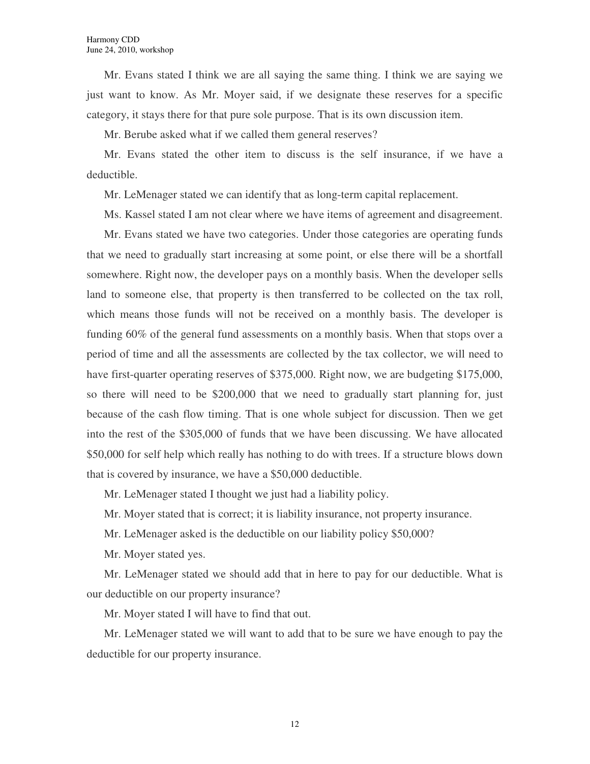Mr. Evans stated I think we are all saying the same thing. I think we are saying we just want to know. As Mr. Moyer said, if we designate these reserves for a specific category, it stays there for that pure sole purpose. That is its own discussion item.

Mr. Berube asked what if we called them general reserves?

Mr. Evans stated the other item to discuss is the self insurance, if we have a deductible.

Mr. LeMenager stated we can identify that as long-term capital replacement.

Ms. Kassel stated I am not clear where we have items of agreement and disagreement.

Mr. Evans stated we have two categories. Under those categories are operating funds that we need to gradually start increasing at some point, or else there will be a shortfall somewhere. Right now, the developer pays on a monthly basis. When the developer sells land to someone else, that property is then transferred to be collected on the tax roll, which means those funds will not be received on a monthly basis. The developer is funding 60% of the general fund assessments on a monthly basis. When that stops over a period of time and all the assessments are collected by the tax collector, we will need to have first-quarter operating reserves of $375,000. Right now, we are budgeting $175,000, so there will need to be $200,000 that we need to gradually start planning for, just because of the cash flow timing. That is one whole subject for discussion. Then we get into the rest of the $305,000 of funds that we have been discussing. We have allocated $50,000 for self help which really has nothing to do with trees. If a structure blows down that is covered by insurance, we have a $50,000 deductible.

Mr. LeMenager stated I thought we just had a liability policy.

Mr. Moyer stated that is correct; it is liability insurance, not property insurance.

Mr. LeMenager asked is the deductible on our liability policy $50,000?

Mr. Moyer stated yes.

Mr. LeMenager stated we should add that in here to pay for our deductible. What is our deductible on our property insurance?

Mr. Moyer stated I will have to find that out.

Mr. LeMenager stated we will want to add that to be sure we have enough to pay the deductible for our property insurance.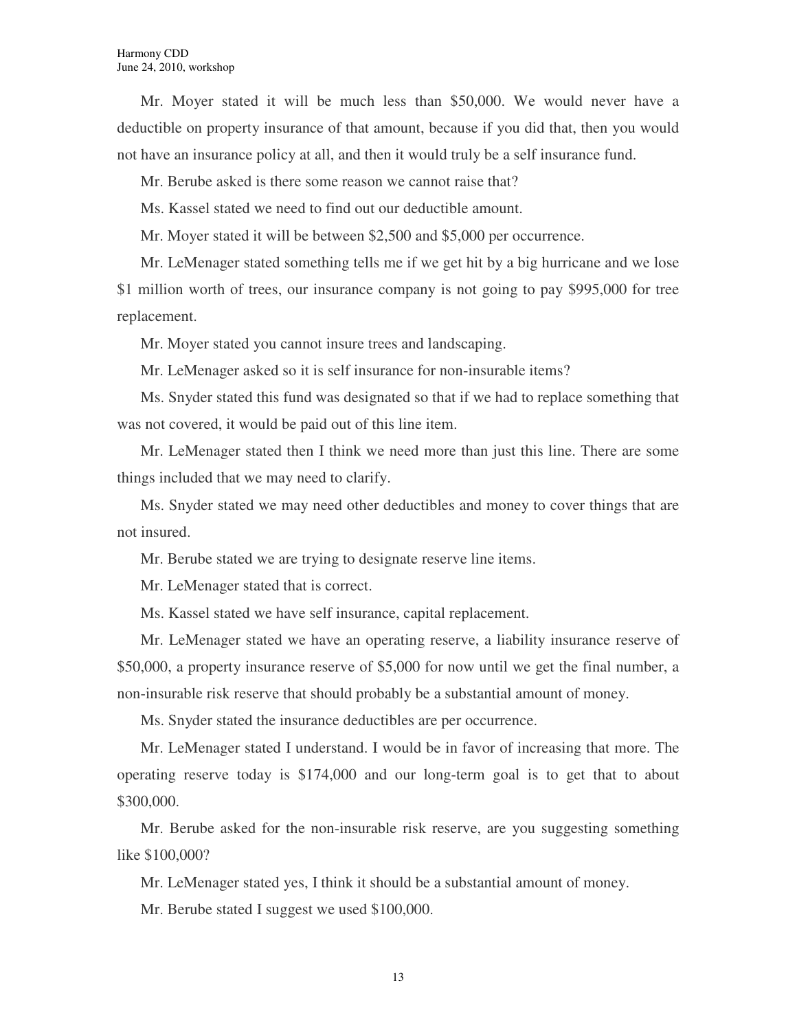Mr. Moyer stated it will be much less than $50,000. We would never have a deductible on property insurance of that amount, because if you did that, then you would not have an insurance policy at all, and then it would truly be a self insurance fund.

Mr. Berube asked is there some reason we cannot raise that?

Ms. Kassel stated we need to find out our deductible amount.

Mr. Moyer stated it will be between $2,500 and $5,000 per occurrence.

Mr. LeMenager stated something tells me if we get hit by a big hurricane and we lose $1 million worth of trees, our insurance company is not going to pay $995,000 for tree replacement.

Mr. Moyer stated you cannot insure trees and landscaping.

Mr. LeMenager asked so it is self insurance for non-insurable items?

Ms. Snyder stated this fund was designated so that if we had to replace something that was not covered, it would be paid out of this line item.

Mr. LeMenager stated then I think we need more than just this line. There are some things included that we may need to clarify.

Ms. Snyder stated we may need other deductibles and money to cover things that are not insured.

Mr. Berube stated we are trying to designate reserve line items.

Mr. LeMenager stated that is correct.

Ms. Kassel stated we have self insurance, capital replacement.

Mr. LeMenager stated we have an operating reserve, a liability insurance reserve of $50,000, a property insurance reserve of $5,000 for now until we get the final number, a non-insurable risk reserve that should probably be a substantial amount of money.

Ms. Snyder stated the insurance deductibles are per occurrence.

Mr. LeMenager stated I understand. I would be in favor of increasing that more. The operating reserve today is $174,000 and our long-term goal is to get that to about $300,000.

Mr. Berube asked for the non-insurable risk reserve, are you suggesting something like $100,000?

Mr. LeMenager stated yes, I think it should be a substantial amount of money.

Mr. Berube stated I suggest we used $100,000.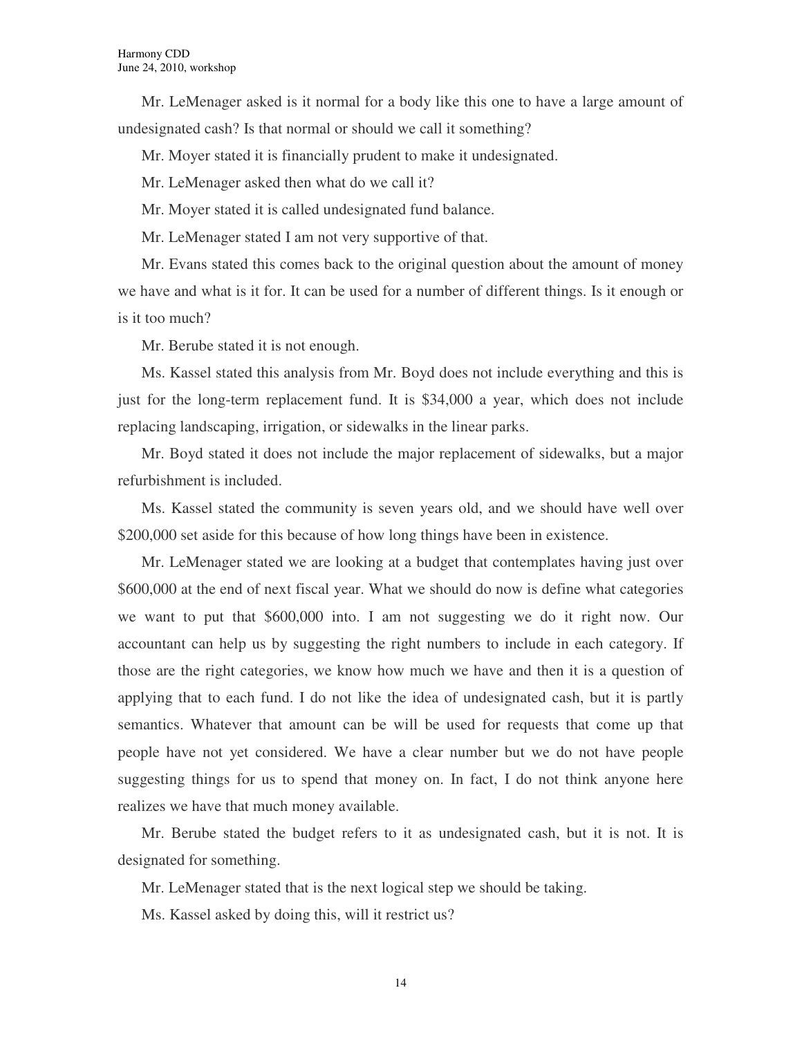Mr. LeMenager asked is it normal for a body like this one to have a large amount of undesignated cash? Is that normal or should we call it something?

Mr. Moyer stated it is financially prudent to make it undesignated.

Mr. LeMenager asked then what do we call it?

Mr. Moyer stated it is called undesignated fund balance.

Mr. LeMenager stated I am not very supportive of that.

Mr. Evans stated this comes back to the original question about the amount of money we have and what is it for. It can be used for a number of different things. Is it enough or is it too much?

Mr. Berube stated it is not enough.

Ms. Kassel stated this analysis from Mr. Boyd does not include everything and this is just for the long-term replacement fund. It is $34,000 a year, which does not include replacing landscaping, irrigation, or sidewalks in the linear parks.

Mr. Boyd stated it does not include the major replacement of sidewalks, but a major refurbishment is included.

Ms. Kassel stated the community is seven years old, and we should have well over $200,000 set aside for this because of how long things have been in existence.

Mr. LeMenager stated we are looking at a budget that contemplates having just over $600,000 at the end of next fiscal year. What we should do now is define what categories we want to put that $600,000 into. I am not suggesting we do it right now. Our accountant can help us by suggesting the right numbers to include in each category. If those are the right categories, we know how much we have and then it is a question of applying that to each fund. I do not like the idea of undesignated cash, but it is partly semantics. Whatever that amount can be will be used for requests that come up that people have not yet considered. We have a clear number but we do not have people suggesting things for us to spend that money on. In fact, I do not think anyone here realizes we have that much money available.

Mr. Berube stated the budget refers to it as undesignated cash, but it is not. It is designated for something.

Mr. LeMenager stated that is the next logical step we should be taking.

Ms. Kassel asked by doing this, will it restrict us?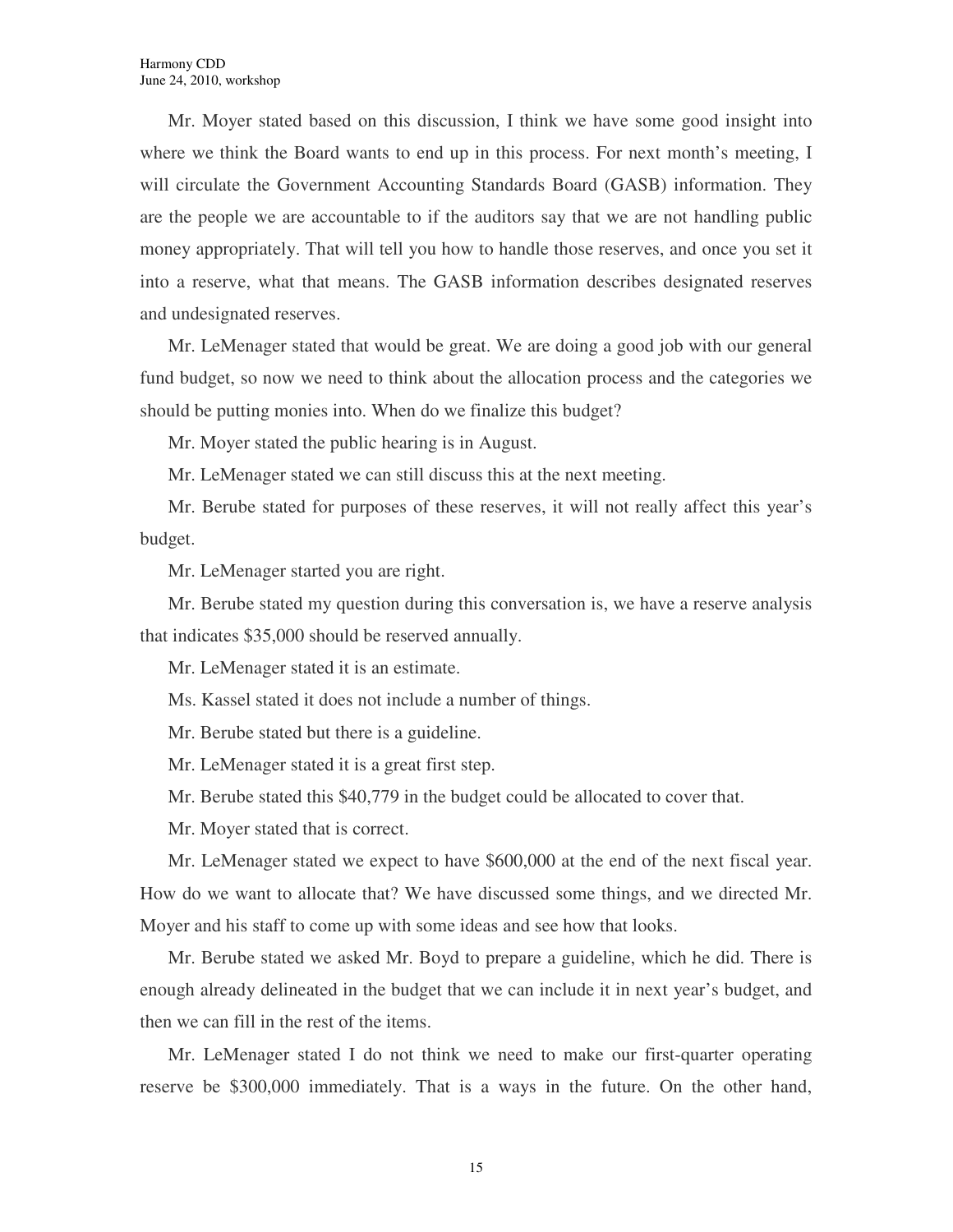Mr. Moyer stated based on this discussion, I think we have some good insight into where we think the Board wants to end up in this process. For next month's meeting, I will circulate the Government Accounting Standards Board (GASB) information. They are the people we are accountable to if the auditors say that we are not handling public money appropriately. That will tell you how to handle those reserves, and once you set it into a reserve, what that means. The GASB information describes designated reserves and undesignated reserves.

Mr. LeMenager stated that would be great. We are doing a good job with our general fund budget, so now we need to think about the allocation process and the categories we should be putting monies into. When do we finalize this budget?

Mr. Moyer stated the public hearing is in August.

Mr. LeMenager stated we can still discuss this at the next meeting.

Mr. Berube stated for purposes of these reserves, it will not really affect this year's budget.

Mr. LeMenager started you are right.

Mr. Berube stated my question during this conversation is, we have a reserve analysis that indicates $35,000 should be reserved annually.

Mr. LeMenager stated it is an estimate.

Ms. Kassel stated it does not include a number of things.

Mr. Berube stated but there is a guideline.

Mr. LeMenager stated it is a great first step.

Mr. Berube stated this $40,779 in the budget could be allocated to cover that.

Mr. Moyer stated that is correct.

Mr. LeMenager stated we expect to have $600,000 at the end of the next fiscal year. How do we want to allocate that? We have discussed some things, and we directed Mr. Moyer and his staff to come up with some ideas and see how that looks.

Mr. Berube stated we asked Mr. Boyd to prepare a guideline, which he did. There is enough already delineated in the budget that we can include it in next year's budget, and then we can fill in the rest of the items.

Mr. LeMenager stated I do not think we need to make our first-quarter operating reserve be $300,000 immediately. That is a ways in the future. On the other hand,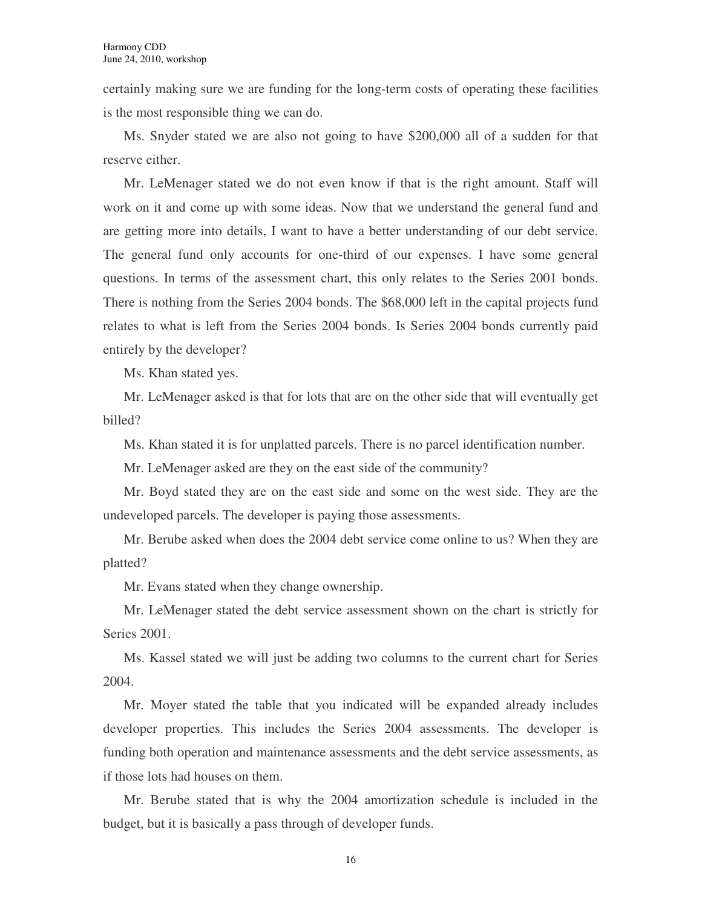certainly making sure we are funding for the long-term costs of operating these facilities is the most responsible thing we can do.

Ms. Snyder stated we are also not going to have $200,000 all of a sudden for that reserve either.

Mr. LeMenager stated we do not even know if that is the right amount. Staff will work on it and come up with some ideas. Now that we understand the general fund and are getting more into details, I want to have a better understanding of our debt service. The general fund only accounts for one-third of our expenses. I have some general questions. In terms of the assessment chart, this only relates to the Series 2001 bonds. There is nothing from the Series 2004 bonds. The $68,000 left in the capital projects fund relates to what is left from the Series 2004 bonds. Is Series 2004 bonds currently paid entirely by the developer?

Ms. Khan stated yes.

Mr. LeMenager asked is that for lots that are on the other side that will eventually get billed?

Ms. Khan stated it is for unplatted parcels. There is no parcel identification number.

Mr. LeMenager asked are they on the east side of the community?

Mr. Boyd stated they are on the east side and some on the west side. They are the undeveloped parcels. The developer is paying those assessments.

Mr. Berube asked when does the 2004 debt service come online to us? When they are platted?

Mr. Evans stated when they change ownership.

Mr. LeMenager stated the debt service assessment shown on the chart is strictly for Series 2001.

Ms. Kassel stated we will just be adding two columns to the current chart for Series 2004.

Mr. Moyer stated the table that you indicated will be expanded already includes developer properties. This includes the Series 2004 assessments. The developer is funding both operation and maintenance assessments and the debt service assessments, as if those lots had houses on them.

Mr. Berube stated that is why the 2004 amortization schedule is included in the budget, but it is basically a pass through of developer funds.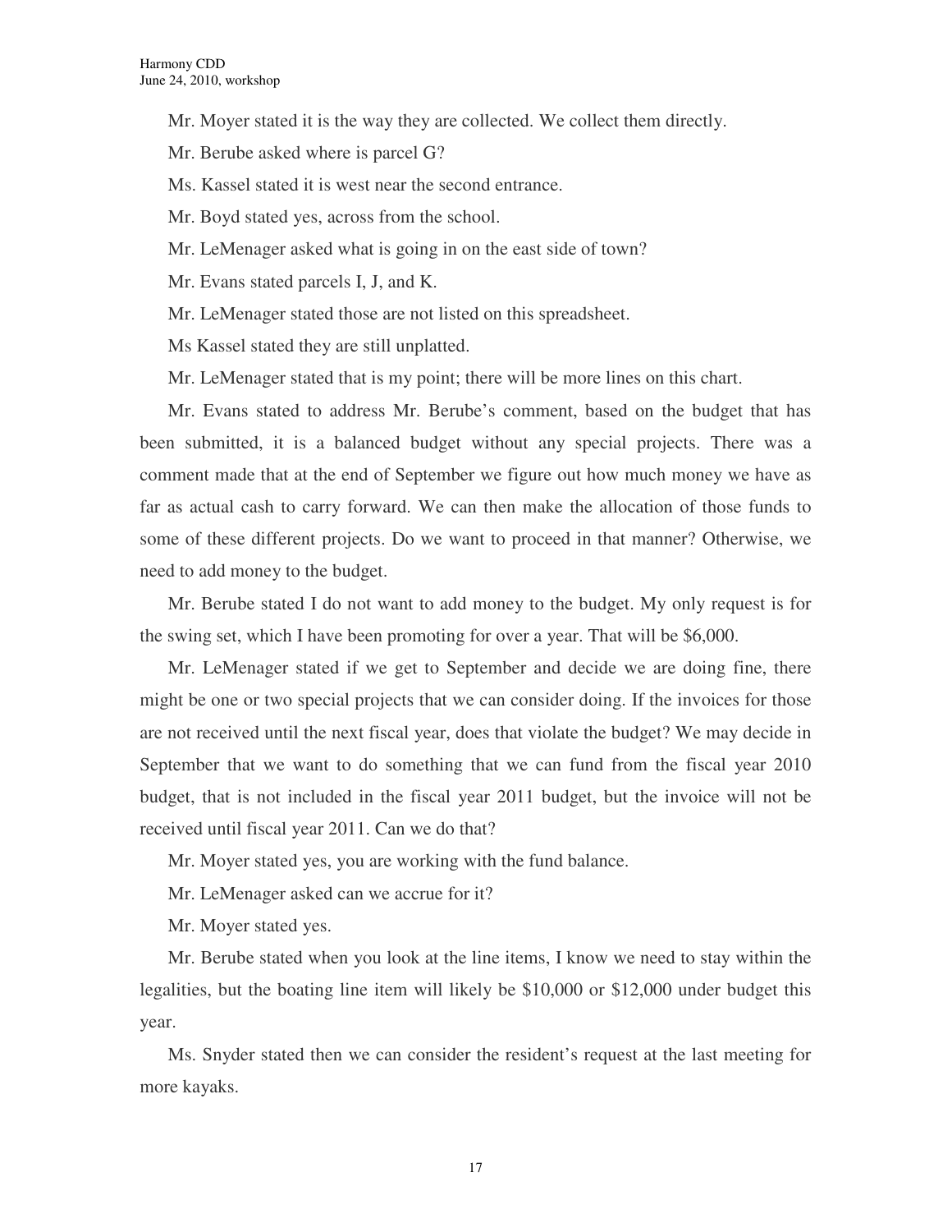Mr. Moyer stated it is the way they are collected. We collect them directly.

Mr. Berube asked where is parcel G?

Ms. Kassel stated it is west near the second entrance.

Mr. Boyd stated yes, across from the school.

Mr. LeMenager asked what is going in on the east side of town?

Mr. Evans stated parcels I, J, and K.

Mr. LeMenager stated those are not listed on this spreadsheet.

Ms Kassel stated they are still unplatted.

Mr. LeMenager stated that is my point; there will be more lines on this chart.

Mr. Evans stated to address Mr. Berube's comment, based on the budget that has been submitted, it is a balanced budget without any special projects. There was a comment made that at the end of September we figure out how much money we have as far as actual cash to carry forward. We can then make the allocation of those funds to some of these different projects. Do we want to proceed in that manner? Otherwise, we need to add money to the budget.

Mr. Berube stated I do not want to add money to the budget. My only request is for the swing set, which I have been promoting for over a year. That will be $6,000.

Mr. LeMenager stated if we get to September and decide we are doing fine, there might be one or two special projects that we can consider doing. If the invoices for those are not received until the next fiscal year, does that violate the budget? We may decide in September that we want to do something that we can fund from the fiscal year 2010 budget, that is not included in the fiscal year 2011 budget, but the invoice will not be received until fiscal year 2011. Can we do that?

Mr. Moyer stated yes, you are working with the fund balance.

Mr. LeMenager asked can we accrue for it?

Mr. Moyer stated yes.

Mr. Berube stated when you look at the line items, I know we need to stay within the legalities, but the boating line item will likely be $10,000 or $12,000 under budget this year.

Ms. Snyder stated then we can consider the resident's request at the last meeting for more kayaks.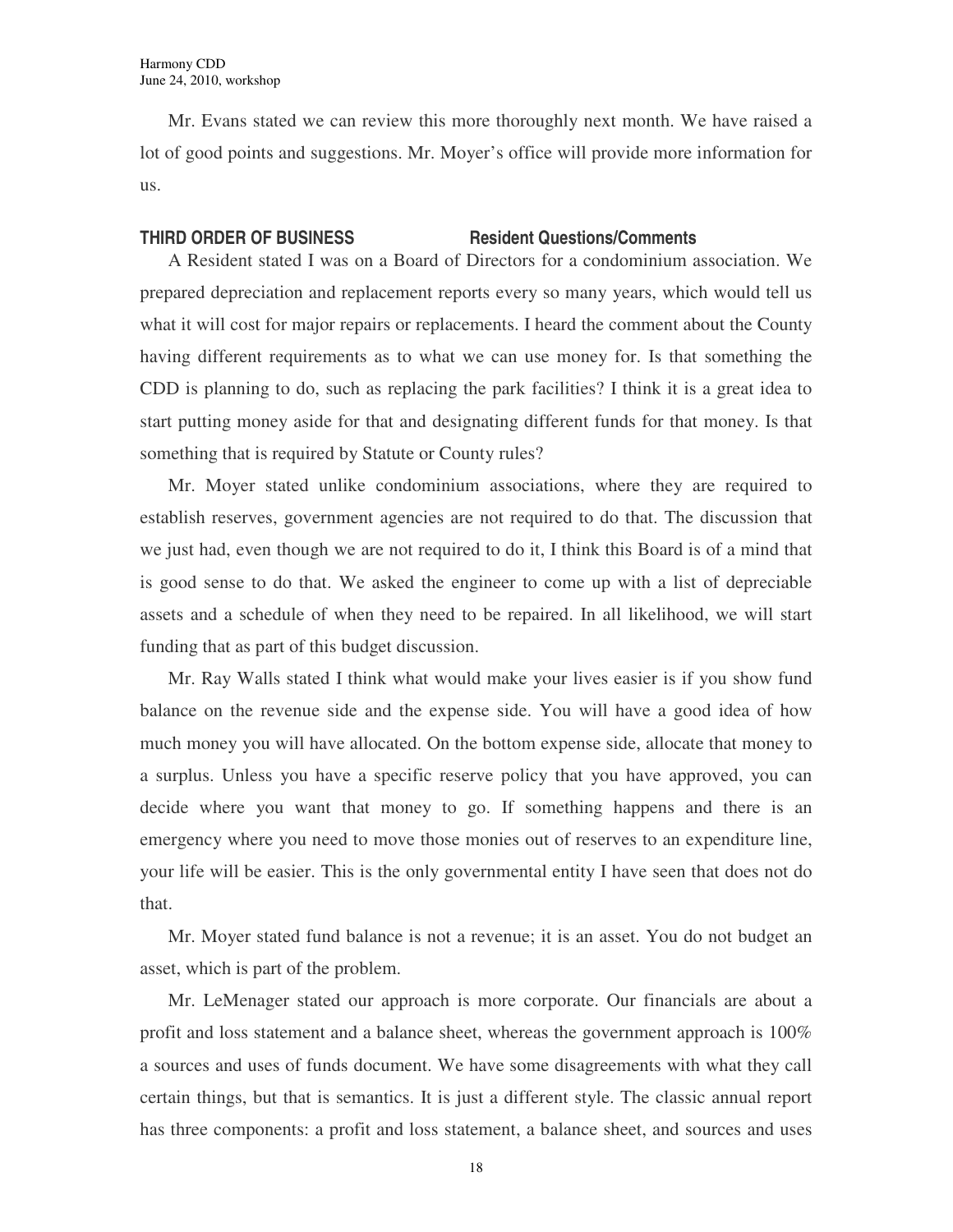Mr. Evans stated we can review this more thoroughly next month. We have raised a lot of good points and suggestions. Mr. Moyer's office will provide more information for us.

**THIRD ORDER OF BUSINESS Resident Questions/Comments**

A Resident stated I was on a Board of Directors for a condominium association. We prepared depreciation and replacement reports every so many years, which would tell us what it will cost for major repairs or replacements. I heard the comment about the County having different requirements as to what we can use money for. Is that something the CDD is planning to do, such as replacing the park facilities? I think it is a great idea to start putting money aside for that and designating different funds for that money. Is that something that is required by Statute or County rules?

Mr. Moyer stated unlike condominium associations, where they are required to establish reserves, government agencies are not required to do that. The discussion that we just had, even though we are not required to do it, I think this Board is of a mind that is good sense to do that. We asked the engineer to come up with a list of depreciable assets and a schedule of when they need to be repaired. In all likelihood, we will start funding that as part of this budget discussion.

Mr. Ray Walls stated I think what would make your lives easier is if you show fund balance on the revenue side and the expense side. You will have a good idea of how much money you will have allocated. On the bottom expense side, allocate that money to a surplus. Unless you have a specific reserve policy that you have approved, you can decide where you want that money to go. If something happens and there is an emergency where you need to move those monies out of reserves to an expenditure line, your life will be easier. This is the only governmental entity I have seen that does not do that.

Mr. Moyer stated fund balance is not a revenue; it is an asset. You do not budget an asset, which is part of the problem.

Mr. LeMenager stated our approach is more corporate. Our financials are about a profit and loss statement and a balance sheet, whereas the government approach is 100% a sources and uses of funds document. We have some disagreements with what they call certain things, but that is semantics. It is just a different style. The classic annual report has three components: a profit and loss statement, a balance sheet, and sources and uses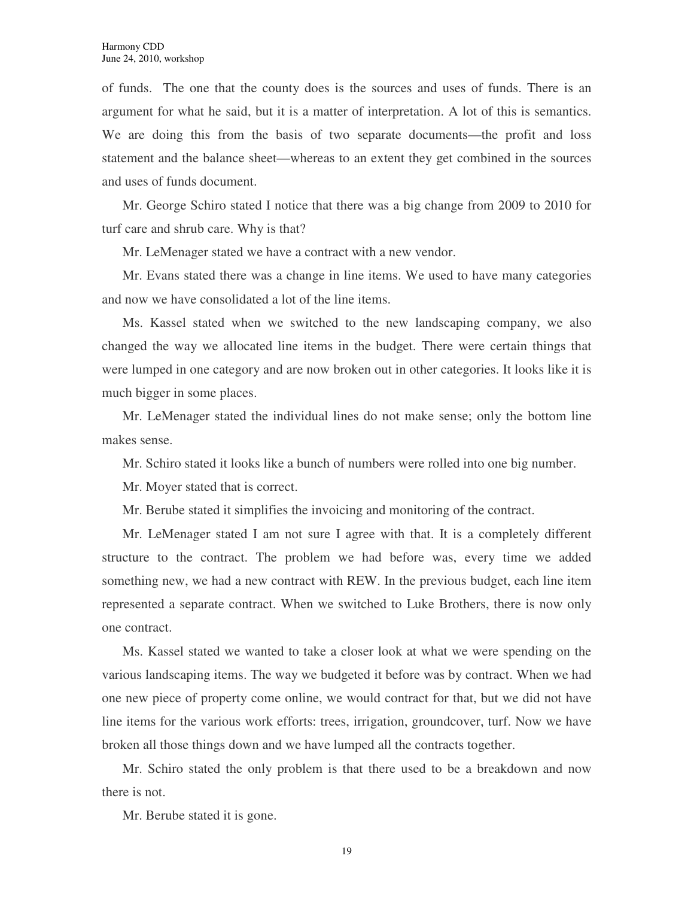of funds. The one that the county does is the sources and uses of funds. There is an argument for what he said, but it is a matter of interpretation. A lot of this is semantics. We are doing this from the basis of two separate documents—the profit and loss statement and the balance sheet—whereas to an extent they get combined in the sources and uses of funds document.

Mr. George Schiro stated I notice that there was a big change from 2009 to 2010 for turf care and shrub care. Why is that?

Mr. LeMenager stated we have a contract with a new vendor.

Mr. Evans stated there was a change in line items. We used to have many categories and now we have consolidated a lot of the line items.

Ms. Kassel stated when we switched to the new landscaping company, we also changed the way we allocated line items in the budget. There were certain things that were lumped in one category and are now broken out in other categories. It looks like it is much bigger in some places.

Mr. LeMenager stated the individual lines do not make sense; only the bottom line makes sense.

Mr. Schiro stated it looks like a bunch of numbers were rolled into one big number.

Mr. Moyer stated that is correct.

Mr. Berube stated it simplifies the invoicing and monitoring of the contract.

Mr. LeMenager stated I am not sure I agree with that. It is a completely different structure to the contract. The problem we had before was, every time we added something new, we had a new contract with REW. In the previous budget, each line item represented a separate contract. When we switched to Luke Brothers, there is now only one contract.

Ms. Kassel stated we wanted to take a closer look at what we were spending on the various landscaping items. The way we budgeted it before was by contract. When we had one new piece of property come online, we would contract for that, but we did not have line items for the various work efforts: trees, irrigation, groundcover, turf. Now we have broken all those things down and we have lumped all the contracts together.

Mr. Schiro stated the only problem is that there used to be a breakdown and now there is not.

Mr. Berube stated it is gone.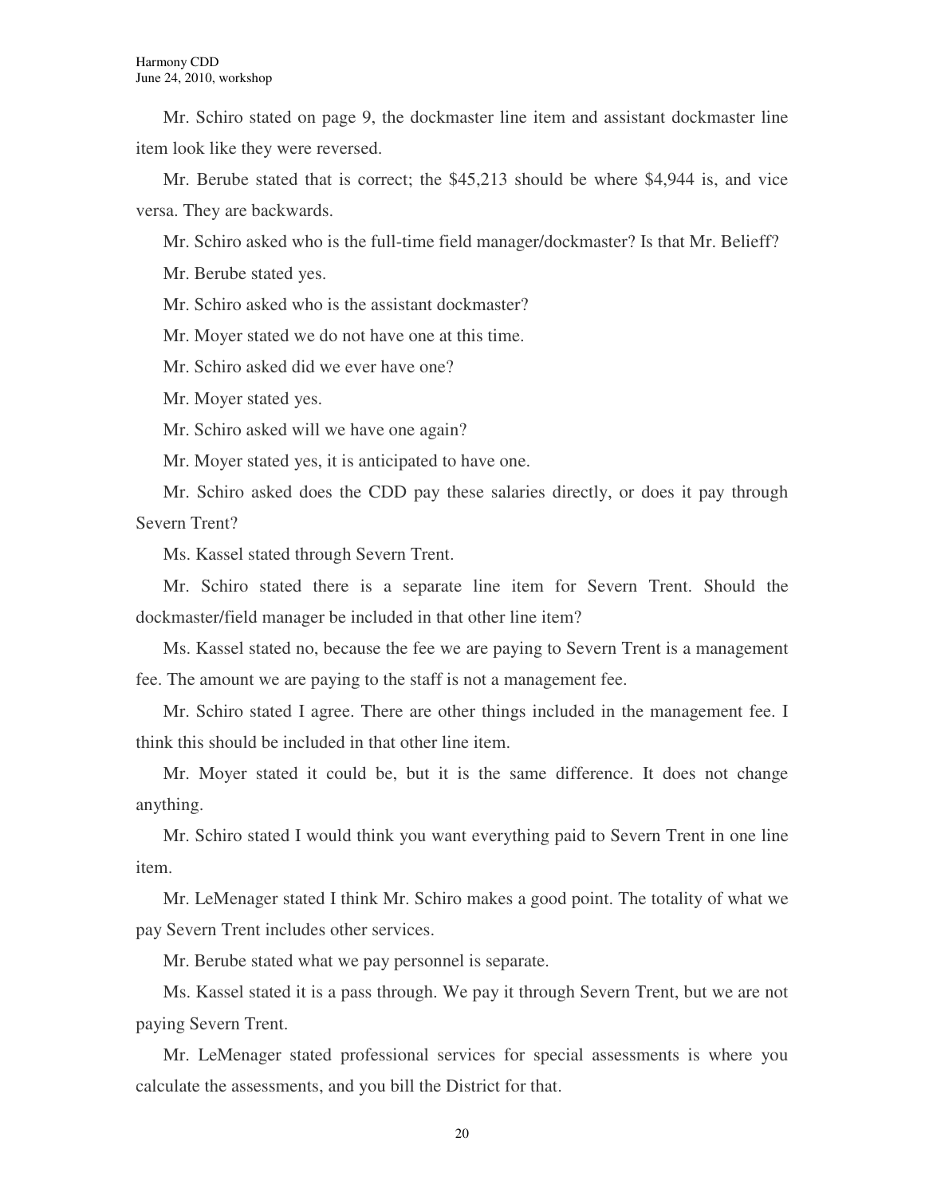Mr. Schiro stated on page 9, the dockmaster line item and assistant dockmaster line item look like they were reversed.

Mr. Berube stated that is correct; the $45,213 should be where $4,944 is, and vice versa. They are backwards.

Mr. Schiro asked who is the full-time field manager/dockmaster? Is that Mr. Belieff?

Mr. Berube stated yes.

Mr. Schiro asked who is the assistant dockmaster?

Mr. Moyer stated we do not have one at this time.

Mr. Schiro asked did we ever have one?

Mr. Moyer stated yes.

Mr. Schiro asked will we have one again?

Mr. Moyer stated yes, it is anticipated to have one.

Mr. Schiro asked does the CDD pay these salaries directly, or does it pay through Severn Trent?

Ms. Kassel stated through Severn Trent.

Mr. Schiro stated there is a separate line item for Severn Trent. Should the dockmaster/field manager be included in that other line item?

Ms. Kassel stated no, because the fee we are paying to Severn Trent is a management fee. The amount we are paying to the staff is not a management fee.

Mr. Schiro stated I agree. There are other things included in the management fee. I think this should be included in that other line item.

Mr. Moyer stated it could be, but it is the same difference. It does not change anything.

Mr. Schiro stated I would think you want everything paid to Severn Trent in one line item.

Mr. LeMenager stated I think Mr. Schiro makes a good point. The totality of what we pay Severn Trent includes other services.

Mr. Berube stated what we pay personnel is separate.

Ms. Kassel stated it is a pass through. We pay it through Severn Trent, but we are not paying Severn Trent.

Mr. LeMenager stated professional services for special assessments is where you calculate the assessments, and you bill the District for that.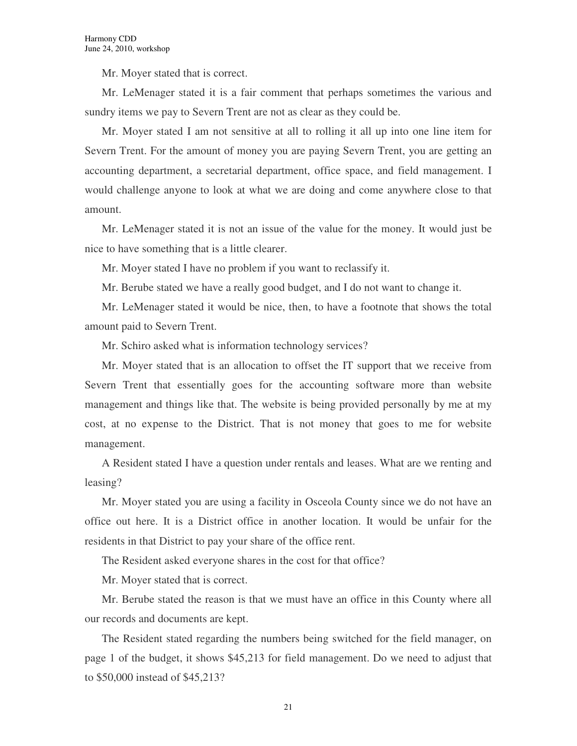Mr. Moyer stated that is correct.

Mr. LeMenager stated it is a fair comment that perhaps sometimes the various and sundry items we pay to Severn Trent are not as clear as they could be.

Mr. Moyer stated I am not sensitive at all to rolling it all up into one line item for Severn Trent. For the amount of money you are paying Severn Trent, you are getting an accounting department, a secretarial department, office space, and field management. I would challenge anyone to look at what we are doing and come anywhere close to that amount.

Mr. LeMenager stated it is not an issue of the value for the money. It would just be nice to have something that is a little clearer.

Mr. Moyer stated I have no problem if you want to reclassify it.

Mr. Berube stated we have a really good budget, and I do not want to change it.

Mr. LeMenager stated it would be nice, then, to have a footnote that shows the total amount paid to Severn Trent.

Mr. Schiro asked what is information technology services?

Mr. Moyer stated that is an allocation to offset the IT support that we receive from Severn Trent that essentially goes for the accounting software more than website management and things like that. The website is being provided personally by me at my cost, at no expense to the District. That is not money that goes to me for website management.

A Resident stated I have a question under rentals and leases. What are we renting and leasing?

Mr. Moyer stated you are using a facility in Osceola County since we do not have an office out here. It is a District office in another location. It would be unfair for the residents in that District to pay your share of the office rent.

The Resident asked everyone shares in the cost for that office?

Mr. Moyer stated that is correct.

Mr. Berube stated the reason is that we must have an office in this County where all our records and documents are kept.

The Resident stated regarding the numbers being switched for the field manager, on page 1 of the budget, it shows $45,213 for field management. Do we need to adjust that to $50,000 instead of $45,213?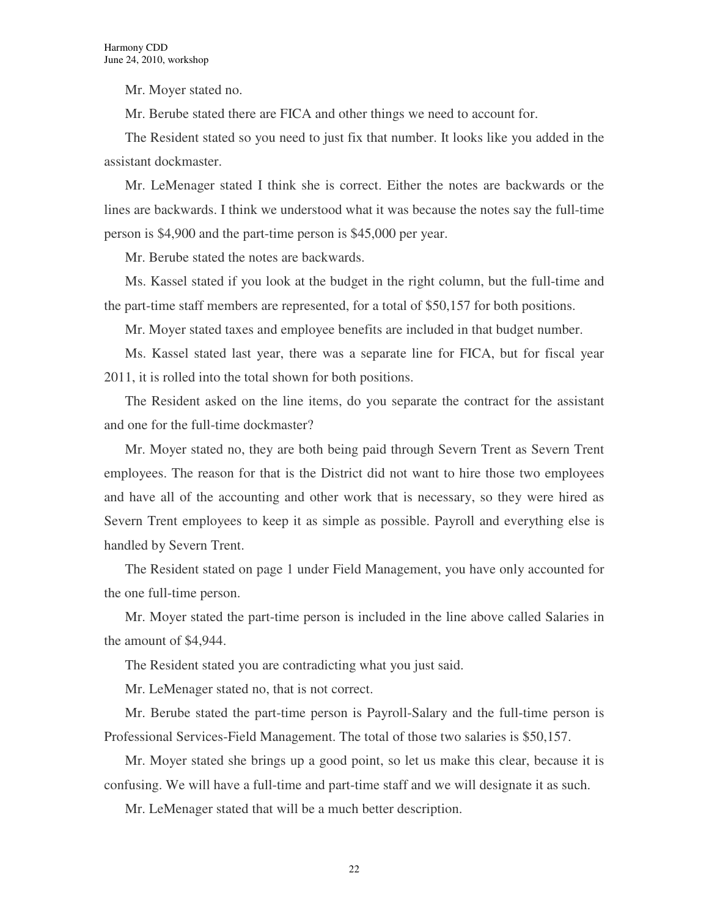Mr. Moyer stated no.

Mr. Berube stated there are FICA and other things we need to account for.

The Resident stated so you need to just fix that number. It looks like you added in the assistant dockmaster.

Mr. LeMenager stated I think she is correct. Either the notes are backwards or the lines are backwards. I think we understood what it was because the notes say the full-time person is $4,900 and the part-time person is $45,000 per year.

Mr. Berube stated the notes are backwards.

Ms. Kassel stated if you look at the budget in the right column, but the full-time and the part-time staff members are represented, for a total of $50,157 for both positions.

Mr. Moyer stated taxes and employee benefits are included in that budget number.

Ms. Kassel stated last year, there was a separate line for FICA, but for fiscal year 2011, it is rolled into the total shown for both positions.

The Resident asked on the line items, do you separate the contract for the assistant and one for the full-time dockmaster?

Mr. Moyer stated no, they are both being paid through Severn Trent as Severn Trent employees. The reason for that is the District did not want to hire those two employees and have all of the accounting and other work that is necessary, so they were hired as Severn Trent employees to keep it as simple as possible. Payroll and everything else is handled by Severn Trent.

The Resident stated on page 1 under Field Management, you have only accounted for the one full-time person.

Mr. Moyer stated the part-time person is included in the line above called Salaries in the amount of $4,944.

The Resident stated you are contradicting what you just said.

Mr. LeMenager stated no, that is not correct.

Mr. Berube stated the part-time person is Payroll-Salary and the full-time person is Professional Services-Field Management. The total of those two salaries is $50,157.

Mr. Moyer stated she brings up a good point, so let us make this clear, because it is confusing. We will have a full-time and part-time staff and we will designate it as such.

Mr. LeMenager stated that will be a much better description.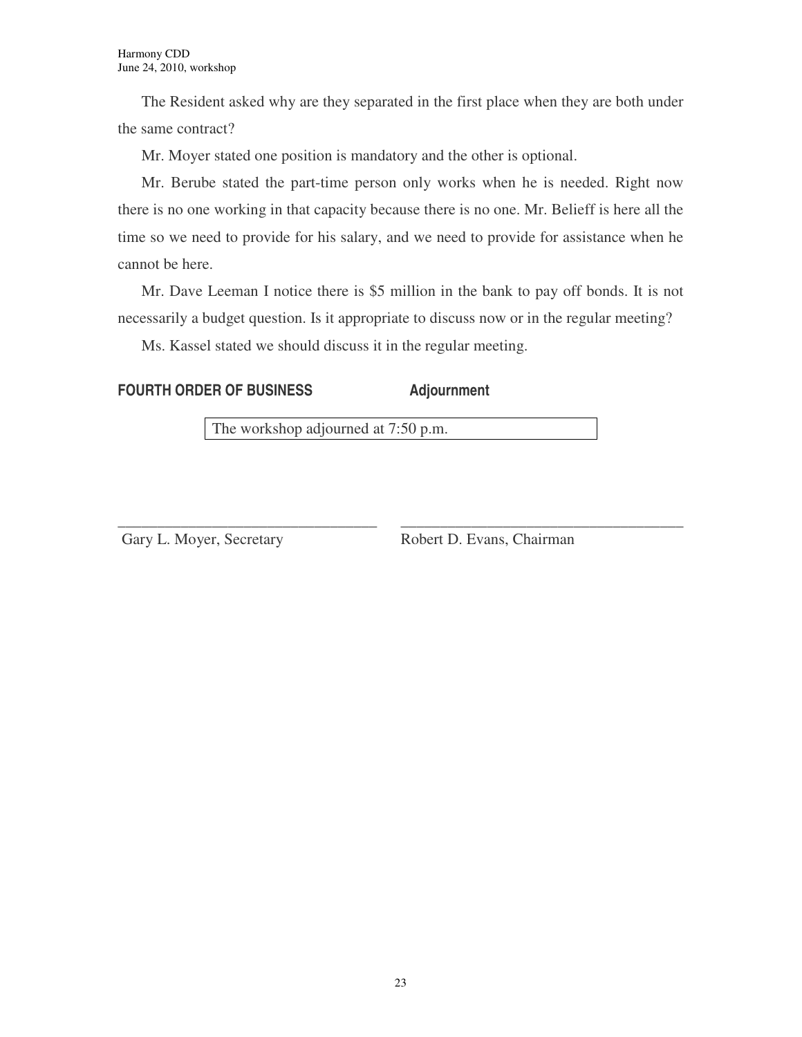The Resident asked why are they separated in the first place when they are both under the same contract?

Mr. Moyer stated one position is mandatory and the other is optional.

Mr. Berube stated the part-time person only works when he is needed. Right now there is no one working in that capacity because there is no one. Mr. Belieff is here all the time so we need to provide for his salary, and we need to provide for assistance when he cannot be here.

Mr. Dave Leeman I notice there is $5 million in the bank to pay off bonds. It is not necessarily a budget question. Is it appropriate to discuss now or in the regular meeting?

Ms. Kassel stated we should discuss it in the regular meeting.

**FOURTH ORDER OF BUSINESS** **Adjournment**

The workshop adjourned at 7:50 p.m.

\_\_\_\_\_\_\_\_\_\_\_\_\_\_\_\_\_\_\_\_\_\_\_\_\_\_\_\_\_\_\_\_\_\_ \_\_\_\_\_\_\_\_\_\_\_\_\_\_\_\_\_\_\_\_\_\_\_\_\_\_\_\_\_\_\_\_\_\_\_\_\_\_

Gary L. Moyer, Secretary Robert D. Evans, Chairman